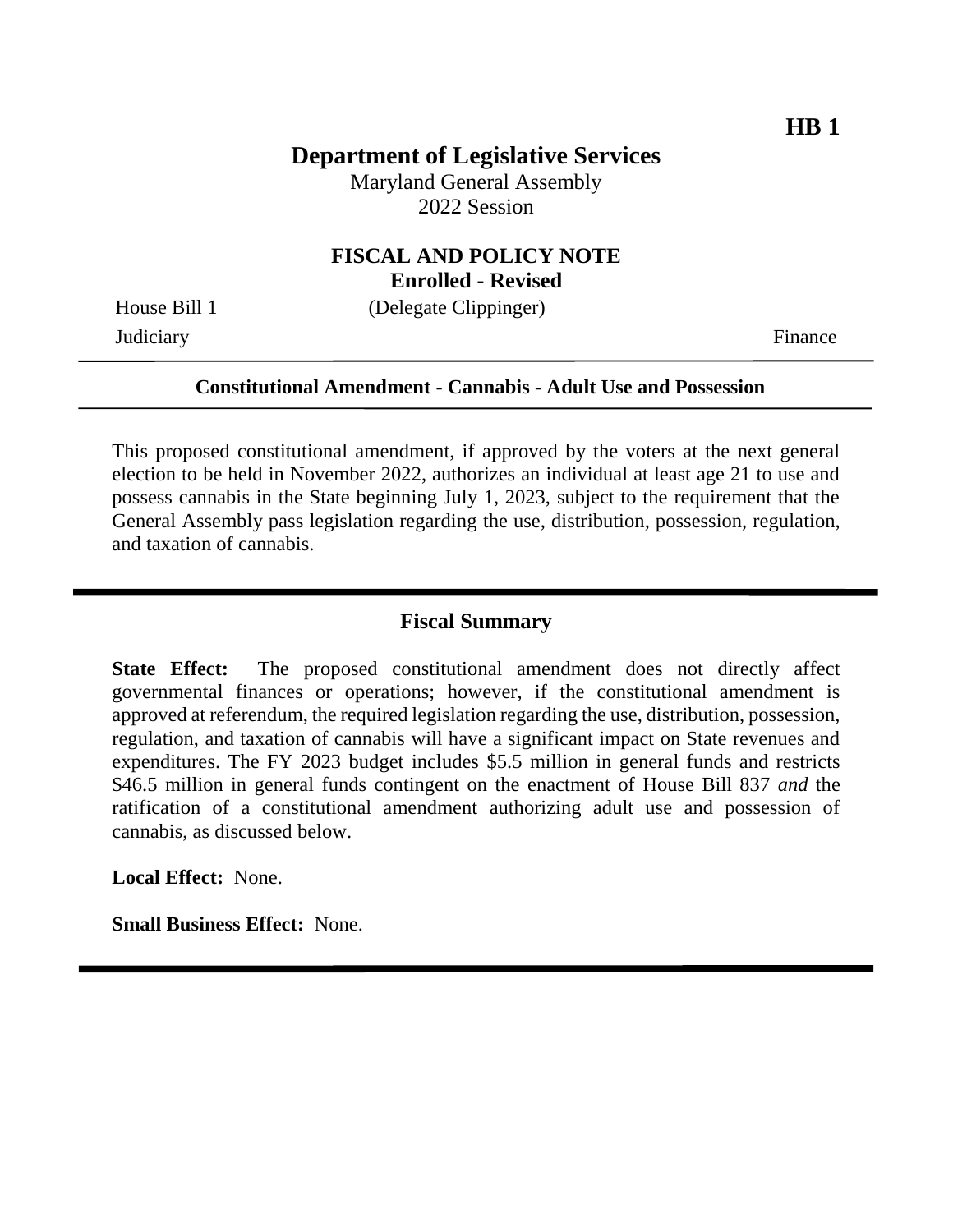**HB 1**

# Department of Legislative Services

Maryland General Assembly
2022 Session

## FISCAL AND POLICY NOTE
**Enrolled - Revised**

House Bill 1 (Delegate Clippinger)

Judiciary Finance

---

**Constitutional Amendment - Cannabis - Adult Use and Possession**

---

This proposed constitutional amendment, if approved by the voters at the next general election to be held in November 2022, authorizes an individual at least age 21 to use and possess cannabis in the State beginning July 1, 2023, subject to the requirement that the General Assembly pass legislation regarding the use, distribution, possession, regulation, and taxation of cannabis.

---

## Fiscal Summary

**State Effect:** The proposed constitutional amendment does not directly affect governmental finances or operations; however, if the constitutional amendment is approved at referendum, the required legislation regarding the use, distribution, possession, regulation, and taxation of cannabis will have a significant impact on State revenues and expenditures. The FY 2023 budget includes $5.5 million in general funds and restricts $46.5 million in general funds contingent on the enactment of House Bill 837 *and* the ratification of a constitutional amendment authorizing adult use and possession of cannabis, as discussed below.

**Local Effect:** None.

**Small Business Effect:** None.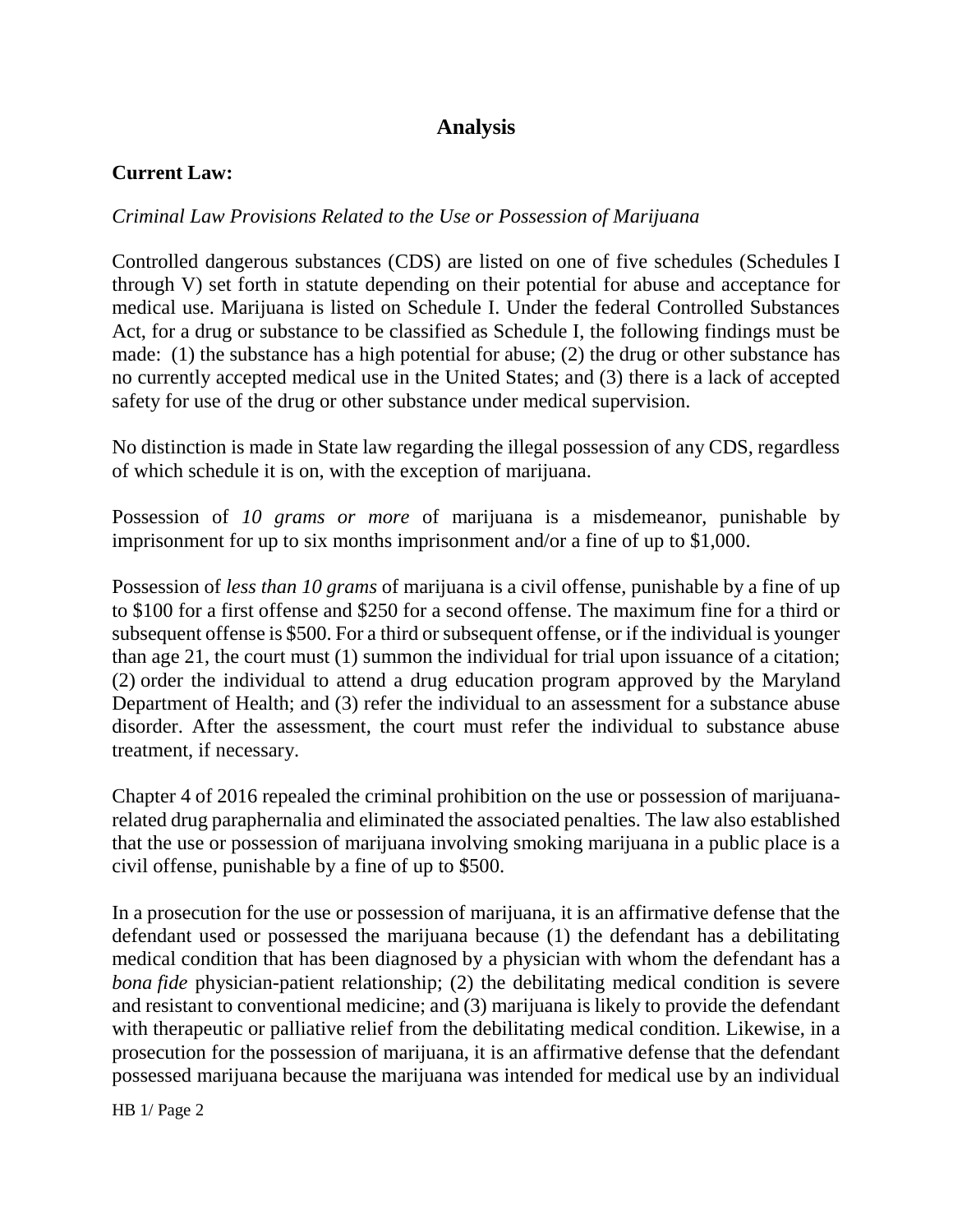## Analysis

**Current Law:**

*Criminal Law Provisions Related to the Use or Possession of Marijuana*

Controlled dangerous substances (CDS) are listed on one of five schedules (Schedules I through V) set forth in statute depending on their potential for abuse and acceptance for medical use. Marijuana is listed on Schedule I. Under the federal Controlled Substances Act, for a drug or substance to be classified as Schedule I, the following findings must be made: (1) the substance has a high potential for abuse; (2) the drug or other substance has no currently accepted medical use in the United States; and (3) there is a lack of accepted safety for use of the drug or other substance under medical supervision.

No distinction is made in State law regarding the illegal possession of any CDS, regardless of which schedule it is on, with the exception of marijuana.

Possession of *10 grams or more* of marijuana is a misdemeanor, punishable by imprisonment for up to six months imprisonment and/or a fine of up to $1,000.

Possession of *less than 10 grams* of marijuana is a civil offense, punishable by a fine of up to $100 for a first offense and $250 for a second offense. The maximum fine for a third or subsequent offense is $500. For a third or subsequent offense, or if the individual is younger than age 21, the court must (1) summon the individual for trial upon issuance of a citation; (2) order the individual to attend a drug education program approved by the Maryland Department of Health; and (3) refer the individual to an assessment for a substance abuse disorder. After the assessment, the court must refer the individual to substance abuse treatment, if necessary.

Chapter 4 of 2016 repealed the criminal prohibition on the use or possession of marijuana-related drug paraphernalia and eliminated the associated penalties. The law also established that the use or possession of marijuana involving smoking marijuana in a public place is a civil offense, punishable by a fine of up to $500.

In a prosecution for the use or possession of marijuana, it is an affirmative defense that the defendant used or possessed the marijuana because (1) the defendant has a debilitating medical condition that has been diagnosed by a physician with whom the defendant has a *bona fide* physician-patient relationship; (2) the debilitating medical condition is severe and resistant to conventional medicine; and (3) marijuana is likely to provide the defendant with therapeutic or palliative relief from the debilitating medical condition. Likewise, in a prosecution for the possession of marijuana, it is an affirmative defense that the defendant possessed marijuana because the marijuana was intended for medical use by an individual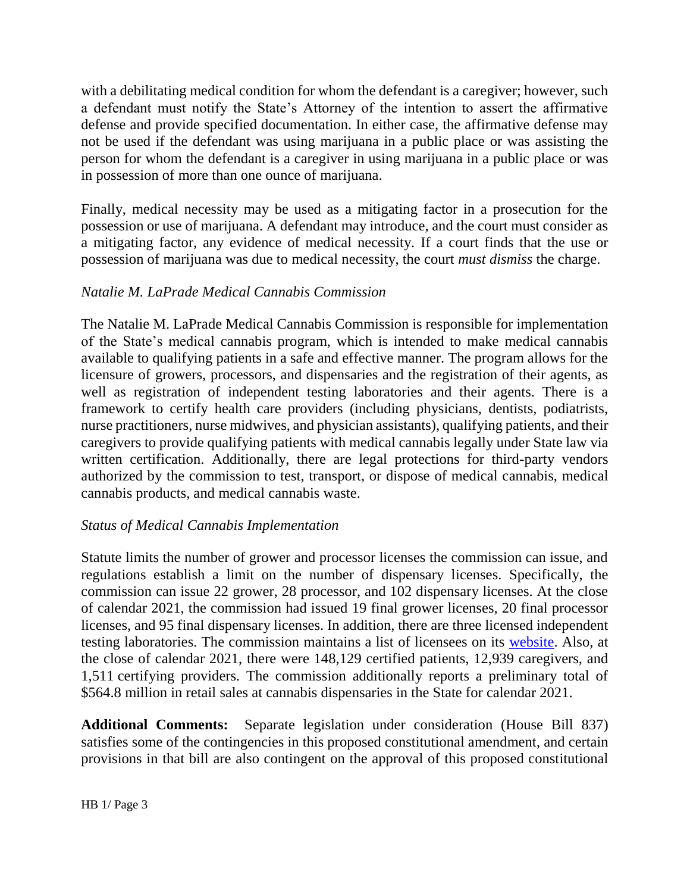with a debilitating medical condition for whom the defendant is a caregiver; however, such a defendant must notify the State's Attorney of the intention to assert the affirmative defense and provide specified documentation. In either case, the affirmative defense may not be used if the defendant was using marijuana in a public place or was assisting the person for whom the defendant is a caregiver in using marijuana in a public place or was in possession of more than one ounce of marijuana.

Finally, medical necessity may be used as a mitigating factor in a prosecution for the possession or use of marijuana. A defendant may introduce, and the court must consider as a mitigating factor, any evidence of medical necessity. If a court finds that the use or possession of marijuana was due to medical necessity, the court *must dismiss* the charge.

*Natalie M. LaPrade Medical Cannabis Commission*

The Natalie M. LaPrade Medical Cannabis Commission is responsible for implementation of the State's medical cannabis program, which is intended to make medical cannabis available to qualifying patients in a safe and effective manner. The program allows for the licensure of growers, processors, and dispensaries and the registration of their agents, as well as registration of independent testing laboratories and their agents. There is a framework to certify health care providers (including physicians, dentists, podiatrists, nurse practitioners, nurse midwives, and physician assistants), qualifying patients, and their caregivers to provide qualifying patients with medical cannabis legally under State law via written certification. Additionally, there are legal protections for third-party vendors authorized by the commission to test, transport, or dispose of medical cannabis, medical cannabis products, and medical cannabis waste.

*Status of Medical Cannabis Implementation*

Statute limits the number of grower and processor licenses the commission can issue, and regulations establish a limit on the number of dispensary licenses. Specifically, the commission can issue 22 grower, 28 processor, and 102 dispensary licenses. At the close of calendar 2021, the commission had issued 19 final grower licenses, 20 final processor licenses, and 95 final dispensary licenses. In addition, there are three licensed independent testing laboratories. The commission maintains a list of licensees on its website. Also, at the close of calendar 2021, there were 148,129 certified patients, 12,939 caregivers, and 1,511 certifying providers. The commission additionally reports a preliminary total of \$564.8 million in retail sales at cannabis dispensaries in the State for calendar 2021.

**Additional Comments:** Separate legislation under consideration (House Bill 837) satisfies some of the contingencies in this proposed constitutional amendment, and certain provisions in that bill are also contingent on the approval of this proposed constitutional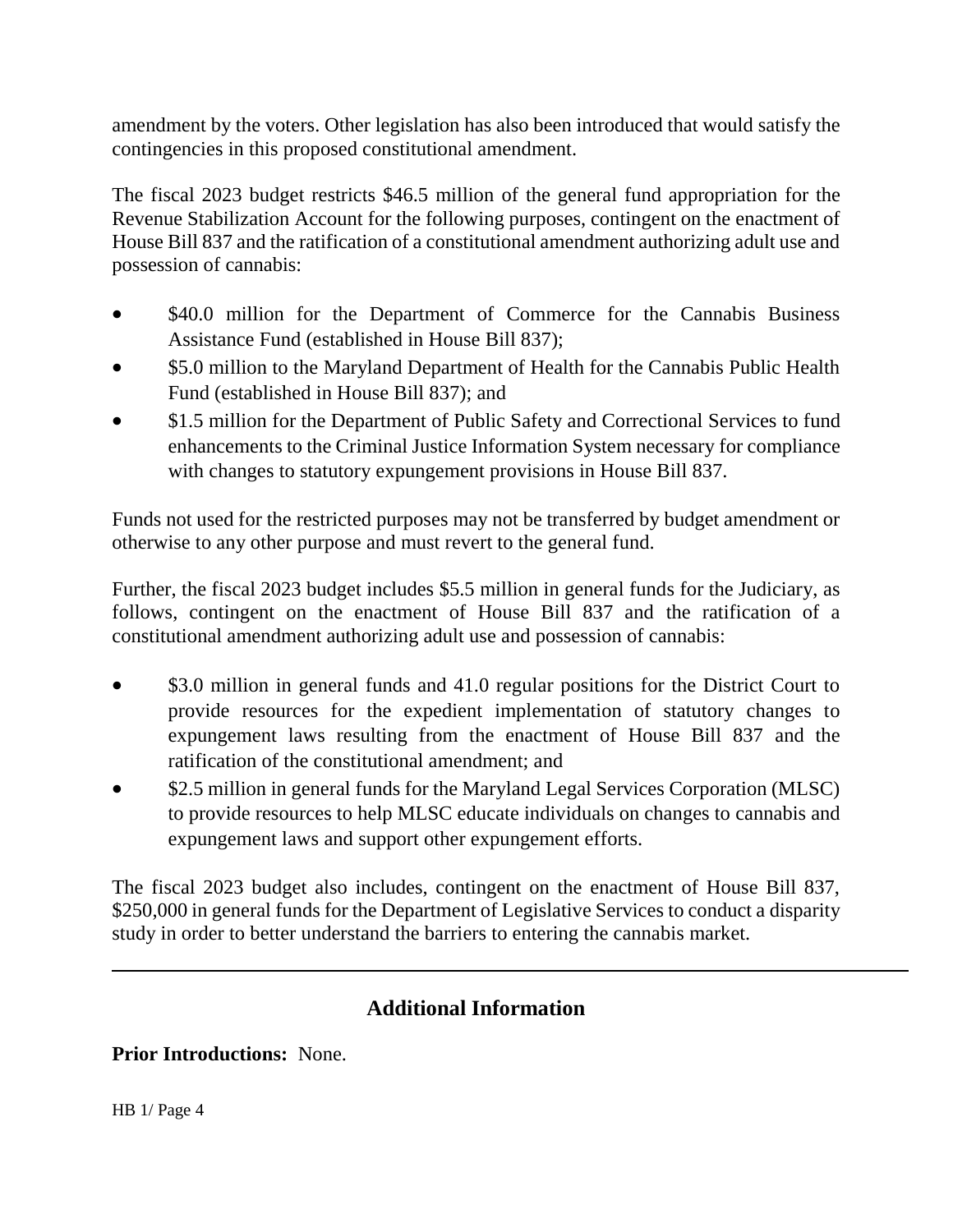amendment by the voters. Other legislation has also been introduced that would satisfy the contingencies in this proposed constitutional amendment.

The fiscal 2023 budget restricts $46.5 million of the general fund appropriation for the Revenue Stabilization Account for the following purposes, contingent on the enactment of House Bill 837 and the ratification of a constitutional amendment authorizing adult use and possession of cannabis:

- $40.0 million for the Department of Commerce for the Cannabis Business Assistance Fund (established in House Bill 837);
- $5.0 million to the Maryland Department of Health for the Cannabis Public Health Fund (established in House Bill 837); and
- $1.5 million for the Department of Public Safety and Correctional Services to fund enhancements to the Criminal Justice Information System necessary for compliance with changes to statutory expungement provisions in House Bill 837.

Funds not used for the restricted purposes may not be transferred by budget amendment or otherwise to any other purpose and must revert to the general fund.

Further, the fiscal 2023 budget includes $5.5 million in general funds for the Judiciary, as follows, contingent on the enactment of House Bill 837 and the ratification of a constitutional amendment authorizing adult use and possession of cannabis:

- $3.0 million in general funds and 41.0 regular positions for the District Court to provide resources for the expedient implementation of statutory changes to expungement laws resulting from the enactment of House Bill 837 and the ratification of the constitutional amendment; and
- $2.5 million in general funds for the Maryland Legal Services Corporation (MLSC) to provide resources to help MLSC educate individuals on changes to cannabis and expungement laws and support other expungement efforts.

The fiscal 2023 budget also includes, contingent on the enactment of House Bill 837, $250,000 in general funds for the Department of Legislative Services to conduct a disparity study in order to better understand the barriers to entering the cannabis market.

## Additional Information

**Prior Introductions:** None.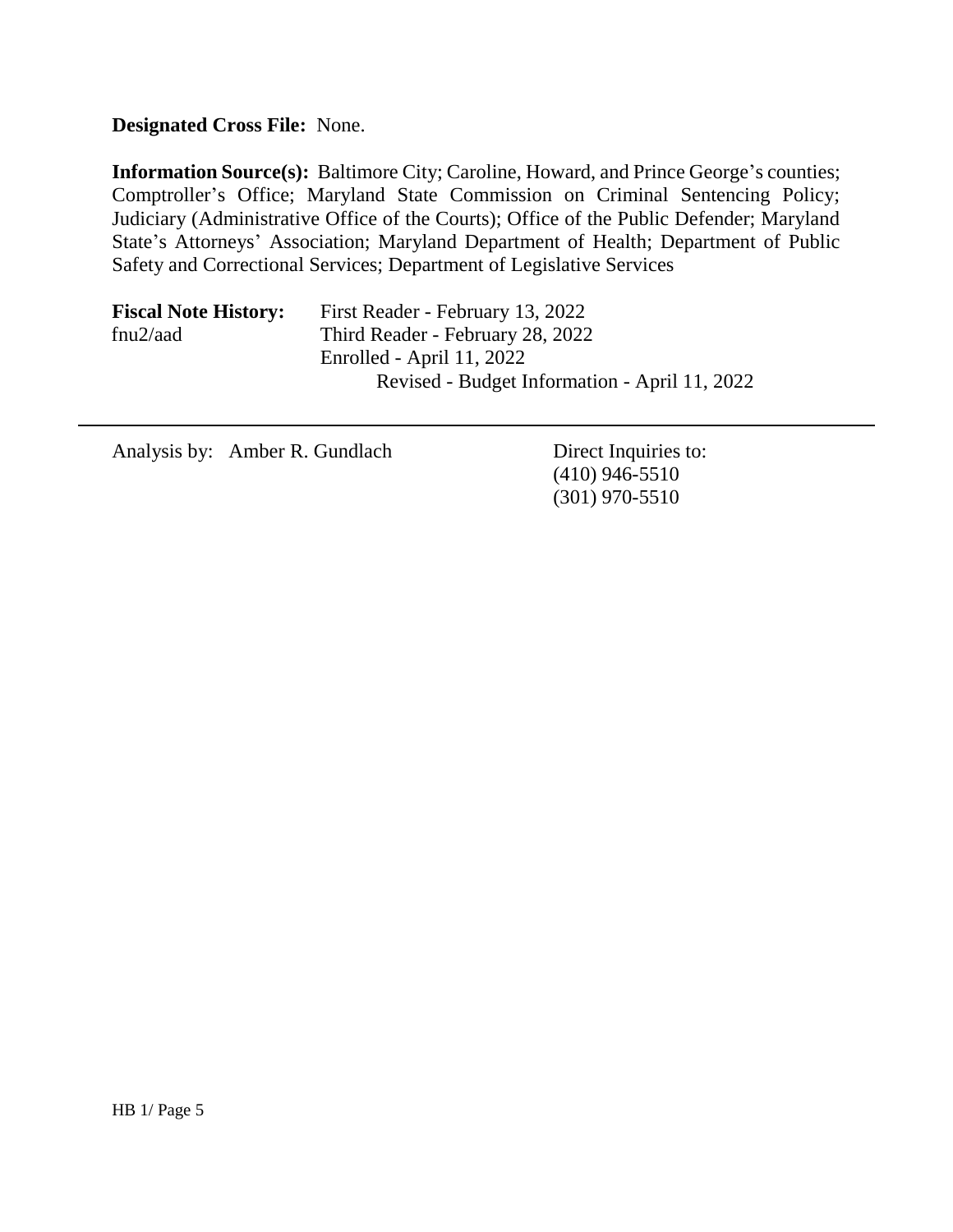**Designated Cross File:** None.

**Information Source(s):** Baltimore City; Caroline, Howard, and Prince George's counties; Comptroller's Office; Maryland State Commission on Criminal Sentencing Policy; Judiciary (Administrative Office of the Courts); Office of the Public Defender; Maryland State's Attorneys' Association; Maryland Department of Health; Department of Public Safety and Correctional Services; Department of Legislative Services

| | |
|---|---|
| **Fiscal Note History:** | First Reader - February 13, 2022 |
| fnu2/aad | Third Reader - February 28, 2022 |
| | Enrolled - April 11, 2022 |
| | Revised - Budget Information - April 11, 2022 |

---

Analysis by: Amber R. Gundlach

Direct Inquiries to:
(410) 946-5510
(301) 970-5510